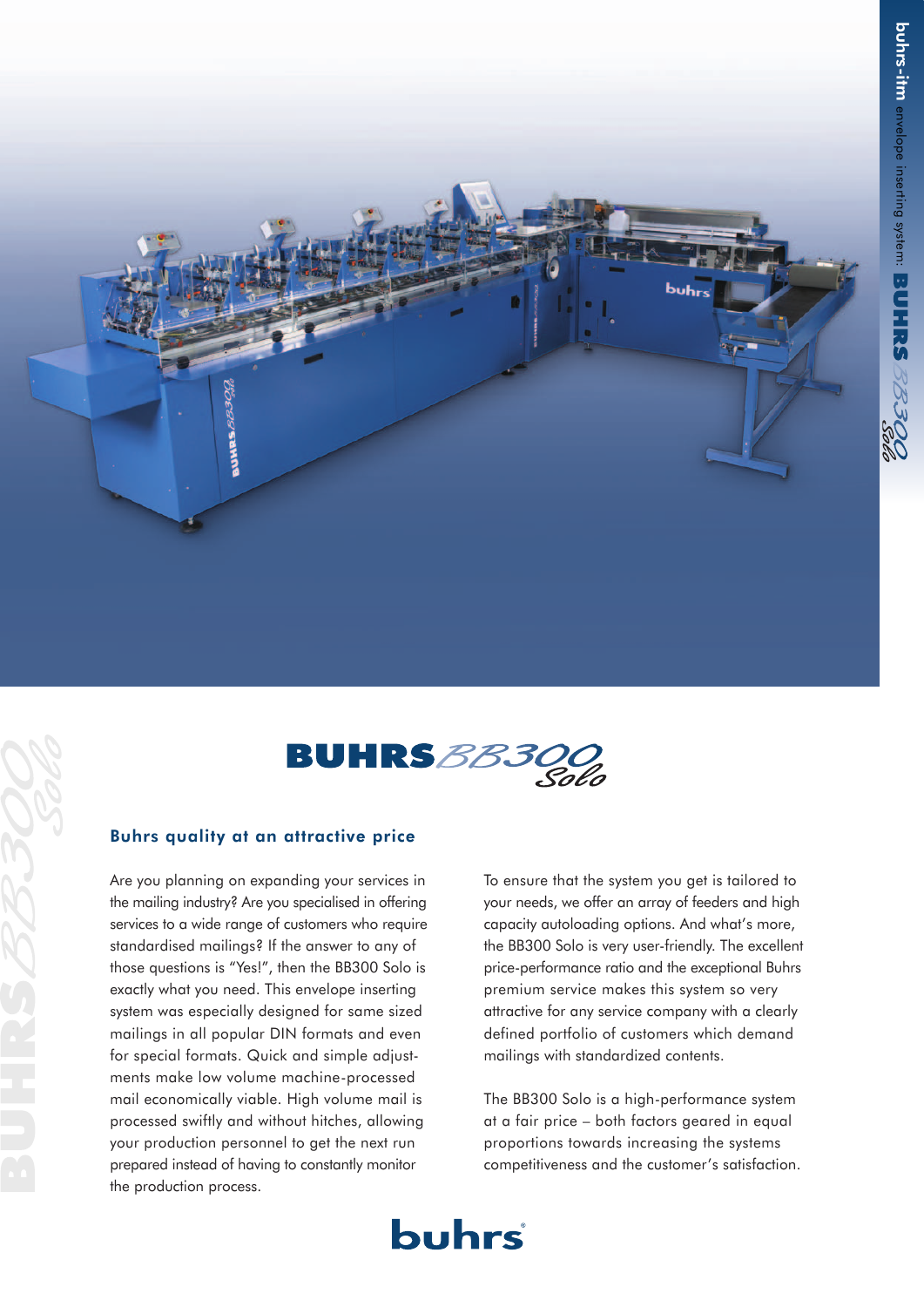# BUHRS BB300 Solo

## Buhrs quality at an attractive price

Are you planning on expanding your services in the mailing industry? Are you specialised in offering services to a wide range of customers who require standardised mailings? If the answer to any of those questions is "Yes!", then the BB300 Solo is exactly what you need. This envelope inserting system was especially designed for same sized mailings in all popular DIN formats and even for special formats. Quick and simple adjustments make low volume machine-processed mail economically viable. High volume mail is processed swiftly and without hitches, allowing your production personnel to get the next run prepared instead of having to constantly monitor the production process.

To ensure that the system you get is tailored to your needs, we offer an array of feeders and high capacity autoloading options. And what's more, the BB300 Solo is very user-friendly. The excellent price-performance ratio and the exceptional Buhrs premium service makes this system so very attractive for any service company with a clearly defined portfolio of customers which demand mailings with standardized contents.

The BB300 Solo is a high-performance system at a fair price – both factors geared in equal proportions towards increasing the systems competitiveness and the customer's satisfaction.

buhrs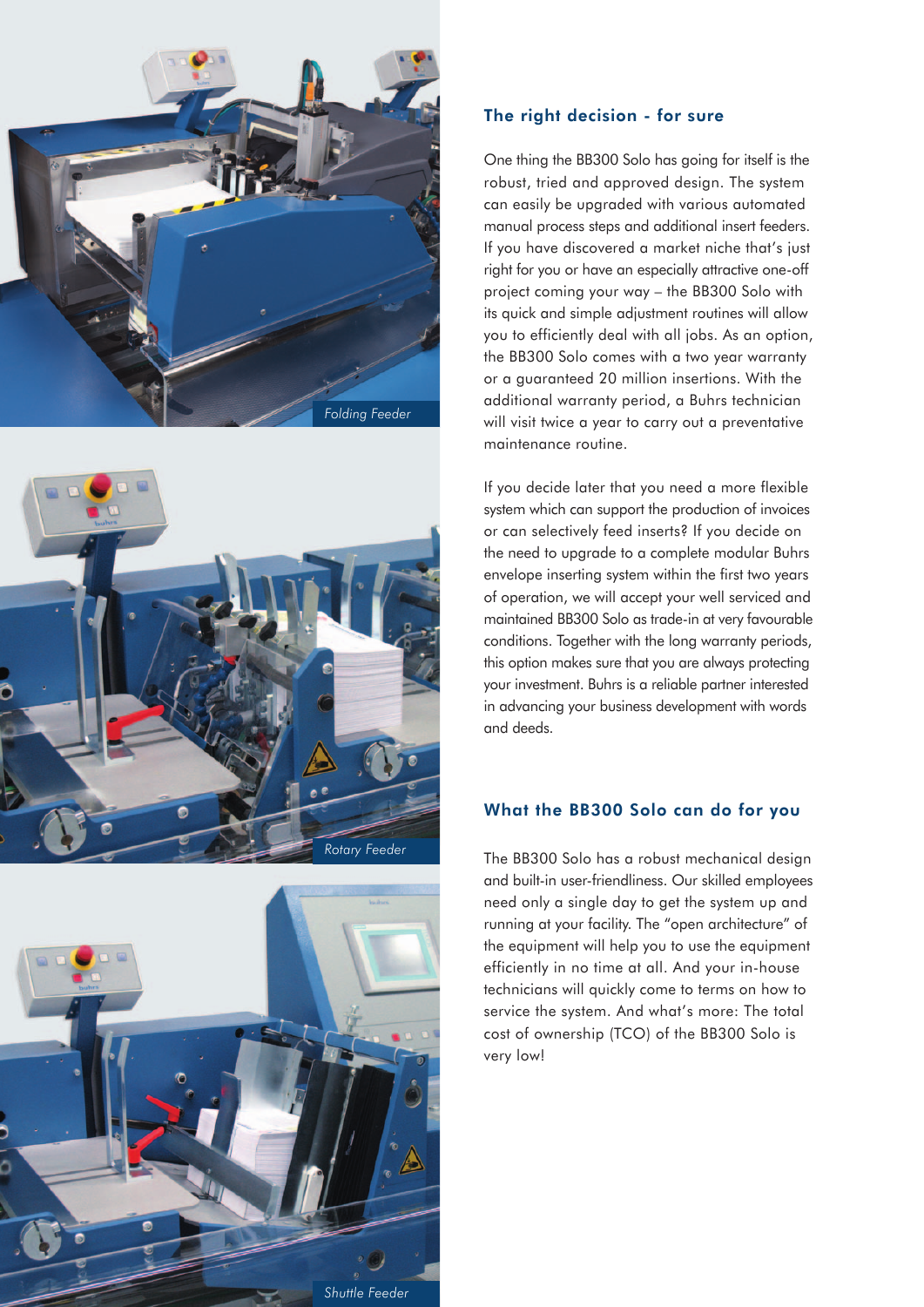Folding Feeder

Rotary Feeder

Shuttle Feeder

## The right decision - for sure

One thing the BB300 Solo has going for itself is the robust, tried and approved design. The system can easily be upgraded with various automated manual process steps and additional insert feeders. If you have discovered a market niche that's just right for you or have an especially attractive one-off project coming your way – the BB300 Solo with its quick and simple adjustment routines will allow you to efficiently deal with all jobs. As an option, the BB300 Solo comes with a two year warranty or a guaranteed 20 million insertions. With the additional warranty period, a Buhrs technician will visit twice a year to carry out a preventative maintenance routine.

If you decide later that you need a more flexible system which can support the production of invoices or can selectively feed inserts? If you decide on the need to upgrade to a complete modular Buhrs envelope inserting system within the first two years of operation, we will accept your well serviced and maintained BB300 Solo as trade-in at very favourable conditions. Together with the long warranty periods, this option makes sure that you are always protecting your investment. Buhrs is a reliable partner interested in advancing your business development with words and deeds.

## What the BB300 Solo can do for you

The BB300 Solo has a robust mechanical design and built-in user-friendliness. Our skilled employees need only a single day to get the system up and running at your facility. The "open architecture" of the equipment will help you to use the equipment efficiently in no time at all. And your in-house technicians will quickly come to terms on how to service the system. And what's more: The total cost of ownership (TCO) of the BB300 Solo is very low!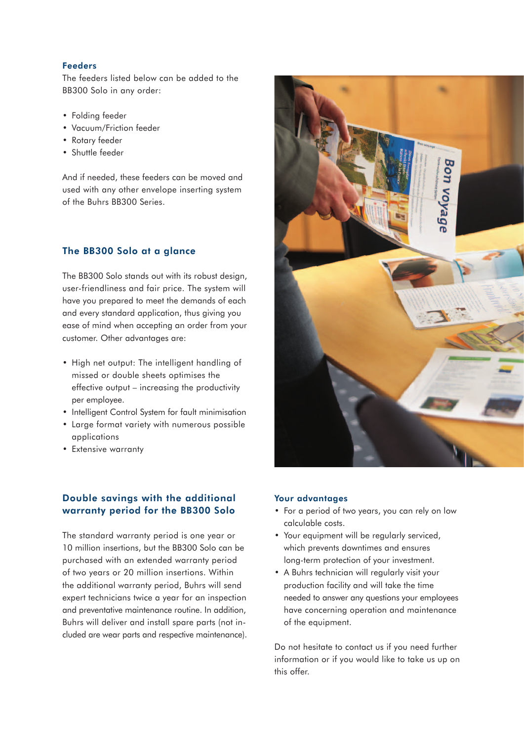## Feeders

The feeders listed below can be added to the BB300 Solo in any order:

- Folding feeder
- Vacuum/Friction feeder
- Rotary feeder
- Shuttle feeder

And if needed, these feeders can be moved and used with any other envelope inserting system of the Buhrs BB300 Series.

## The BB300 Solo at a glance

The BB300 Solo stands out with its robust design, user-friendliness and fair price. The system will have you prepared to meet the demands of each and every standard application, thus giving you ease of mind when accepting an order from your customer. Other advantages are:

- High net output: The intelligent handling of missed or double sheets optimises the effective output – increasing the productivity per employee.
- Intelligent Control System for fault minimisation
- Large format variety with numerous possible applications
- Extensive warranty

## Double savings with the additional warranty period for the BB300 Solo

The standard warranty period is one year or 10 million insertions, but the BB300 Solo can be purchased with an extended warranty period of two years or 20 million insertions. Within the additional warranty period, Buhrs will send expert technicians twice a year for an inspection and preventative maintenance routine. In addition, Buhrs will deliver and install spare parts (not included are wear parts and respective maintenance).

## Your advantages

- For a period of two years, you can rely on low calculable costs.
- Your equipment will be regularly serviced, which prevents downtimes and ensures long-term protection of your investment.
- A Buhrs technician will regularly visit your production facility and will take the time needed to answer any questions your employees have concerning operation and maintenance of the equipment.

Do not hesitate to contact us if you need further information or if you would like to take us up on this offer.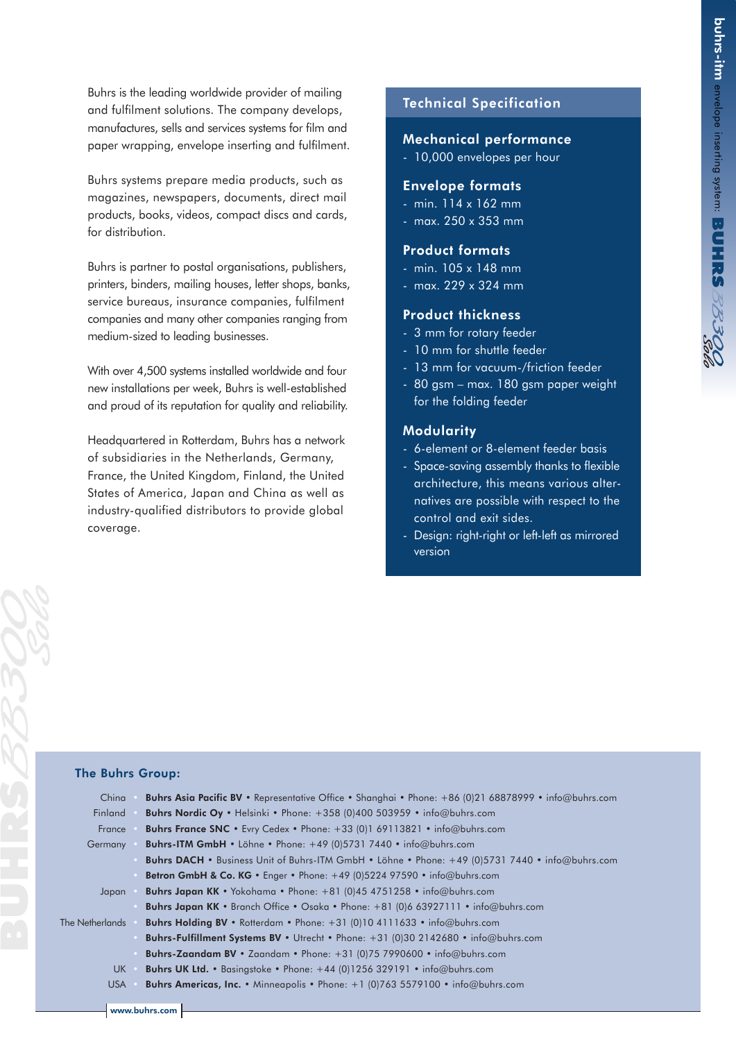Buhrs is the leading worldwide provider of mailing and fulfilment solutions. The company develops, manufactures, sells and services systems for film and paper wrapping, envelope inserting and fulfilment.

Buhrs systems prepare media products, such as magazines, newspapers, documents, direct mail products, books, videos, compact discs and cards, for distribution.

Buhrs is partner to postal organisations, publishers, printers, binders, mailing houses, letter shops, banks, service bureaus, insurance companies, fulfilment companies and many other companies ranging from medium-sized to leading businesses.

With over 4,500 systems installed worldwide and four new installations per week, Buhrs is well-established and proud of its reputation for quality and reliability.

Headquartered in Rotterdam, Buhrs has a network of subsidiaries in the Netherlands, Germany, France, the United Kingdom, Finland, the United States of America, Japan and China as well as industry-qualified distributors to provide global coverage.

## Technical Specification

### Mechanical performance
- 10,000 envelopes per hour

### Envelope formats
- min. 114 x 162 mm
- max. 250 x 353 mm

### Product formats
- min. 105 x 148 mm
- max. 229 x 324 mm

### Product thickness
- 3 mm for rotary feeder
- 10 mm for shuttle feeder
- 13 mm for vacuum-/friction feeder
- 80 gsm – max. 180 gsm paper weight for the folding feeder

### Modularity
- 6-element or 8-element feeder basis
- Space-saving assembly thanks to flexible architecture, this means various alternatives are possible with respect to the control and exit sides.
- Design: right-right or left-left as mirrored version

## The Buhrs Group:

| | |
|---|---|
| China | **Buhrs Asia Pacific BV** • Representative Office • Shanghai • Phone: +86 (0)21 68878999 • info@buhrs.com |
| Finland | **Buhrs Nordic Oy** • Helsinki • Phone: +358 (0)400 503959 • info@buhrs.com |
| France | **Buhrs France SNC** • Evry Cedex • Phone: +33 (0)1 69113821 • info@buhrs.com |
| Germany | **Buhrs-ITM GmbH** • Löhne • Phone: +49 (0)5731 7440 • info@buhrs.com |
| | **Buhrs DACH** • Business Unit of Buhrs-ITM GmbH • Löhne • Phone: +49 (0)5731 7440 • info@buhrs.com |
| | **Betron GmbH & Co. KG** • Enger • Phone: +49 (0)5224 97590 • info@buhrs.com |
| Japan | **Buhrs Japan KK** • Yokohama • Phone: +81 (0)45 4751258 • info@buhrs.com |
| | **Buhrs Japan KK** • Branch Office • Osaka • Phone: +81 (0)6 63927111 • info@buhrs.com |
| The Netherlands | **Buhrs Holding BV** • Rotterdam • Phone: +31 (0)10 4111633 • info@buhrs.com |
| | **Buhrs-Fulfillment Systems BV** • Utrecht • Phone: +31 (0)30 2142680 • info@buhrs.com |
| | **Buhrs-Zaandam BV** • Zaandam • Phone: +31 (0)75 7990600 • info@buhrs.com |
| UK | **Buhrs UK Ltd.** • Basingstoke • Phone: +44 (0)1256 329191 • info@buhrs.com |
| USA | **Buhrs Americas, Inc.** • Minneapolis • Phone: +1 (0)763 5579100 • info@buhrs.com |

www.buhrs.com